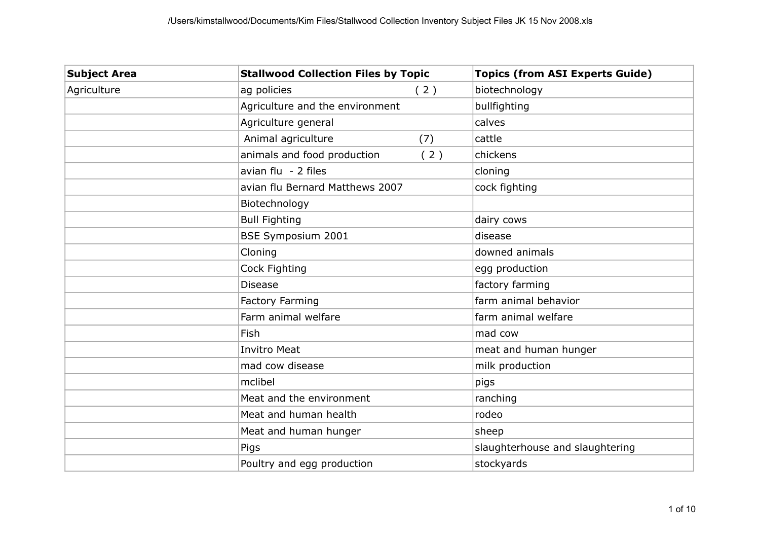| Subject Area | Stallwood Collection Files by Topic | Topics (from ASI Experts Guide) |
|---|---|---|
| Agriculture | ag policies ( 2 ) | biotechnology |
| | Agriculture and the environment | bullfighting |
| | Agriculture general | calves |
| | Animal agriculture (7) | cattle |
| | animals and food production ( 2 ) | chickens |
| | avian flu - 2 files | cloning |
| | avian flu Bernard Matthews 2007 | cock fighting |
| | Biotechnology | |
| | Bull Fighting | dairy cows |
| | BSE Symposium 2001 | disease |
| | Cloning | downed animals |
| | Cock Fighting | egg production |
| | Disease | factory farming |
| | Factory Farming | farm animal behavior |
| | Farm animal welfare | farm animal welfare |
| | Fish | mad cow |
| | Invitro Meat | meat and human hunger |
| | mad cow disease | milk production |
| | mclibel | pigs |
| | Meat and the environment | ranching |
| | Meat and human health | rodeo |
| | Meat and human hunger | sheep |
| | Pigs | slaughterhouse and slaughtering |
| | Poultry and egg production | stockyards |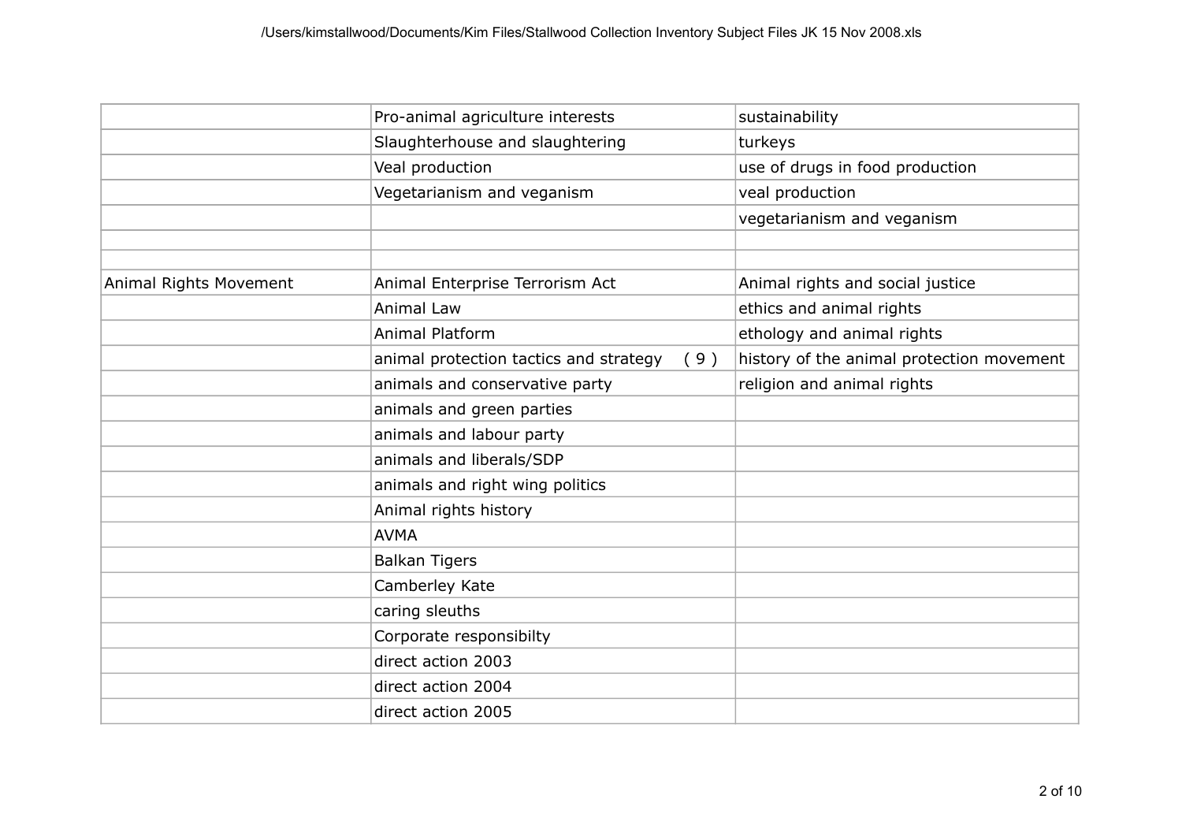| | | |
|---|---|---|
| | Pro-animal agriculture interests | sustainability |
| | Slaughterhouse and slaughtering | turkeys |
| | Veal production | use of drugs in food production |
| | Vegetarianism and veganism | veal production |
| | | vegetarianism and veganism |
| | | |
| | | |
| Animal Rights Movement | Animal Enterprise Terrorism Act | Animal rights and social justice |
| | Animal Law | ethics and animal rights |
| | Animal Platform | ethology and animal rights |
| | animal protection tactics and strategy ( 9 ) | history of the animal protection movement |
| | animals and conservative party | religion and animal rights |
| | animals and green parties | |
| | animals and labour party | |
| | animals and liberals/SDP | |
| | animals and right wing politics | |
| | Animal rights history | |
| | AVMA | |
| | Balkan Tigers | |
| | Camberley Kate | |
| | caring sleuths | |
| | Corporate responsibilty | |
| | direct action 2003 | |
| | direct action 2004 | |
| | direct action 2005 | |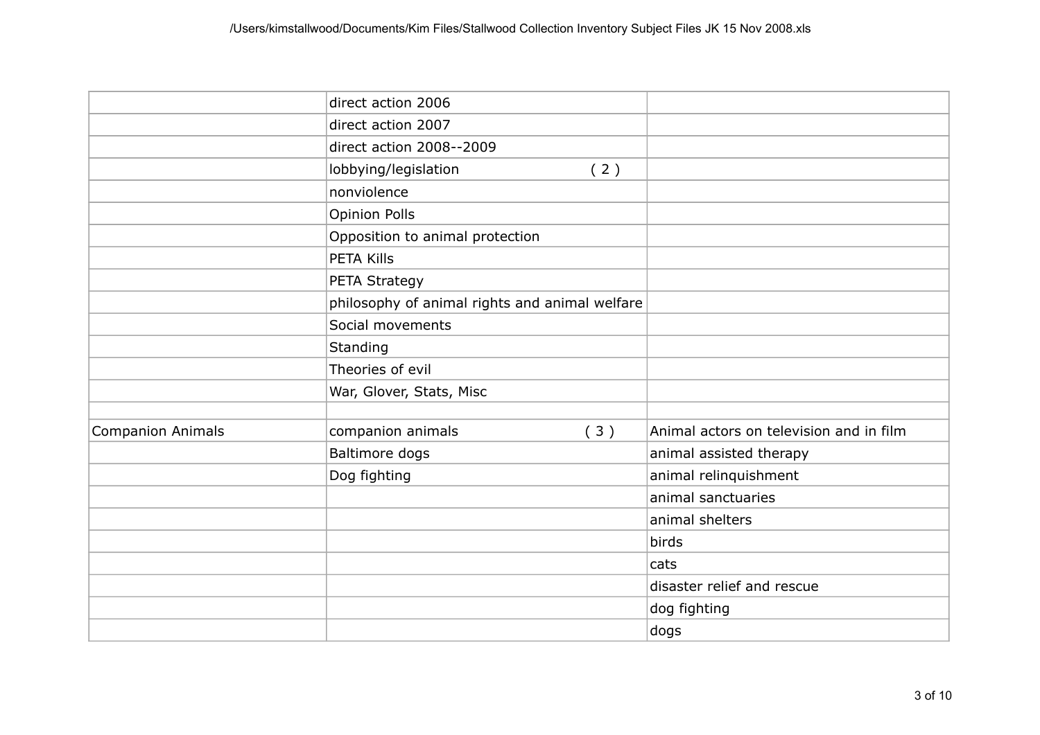| | | |
|---|---|---|
| | direct action 2006 | |
| | direct action 2007 | |
| | direct action 2008--2009 | |
| | lobbying/legislation ( 2 ) | |
| | nonviolence | |
| | Opinion Polls | |
| | Opposition to animal protection | |
| | PETA Kills | |
| | PETA Strategy | |
| | philosophy of animal rights and animal welfare | |
| | Social movements | |
| | Standing | |
| | Theories of evil | |
| | War, Glover, Stats, Misc | |
| | | |
| Companion Animals | companion animals ( 3 ) | Animal actors on television and in film |
| | Baltimore dogs | animal assisted therapy |
| | Dog fighting | animal relinquishment |
| | | animal sanctuaries |
| | | animal shelters |
| | | birds |
| | | cats |
| | | disaster relief and rescue |
| | | dog fighting |
| | | dogs |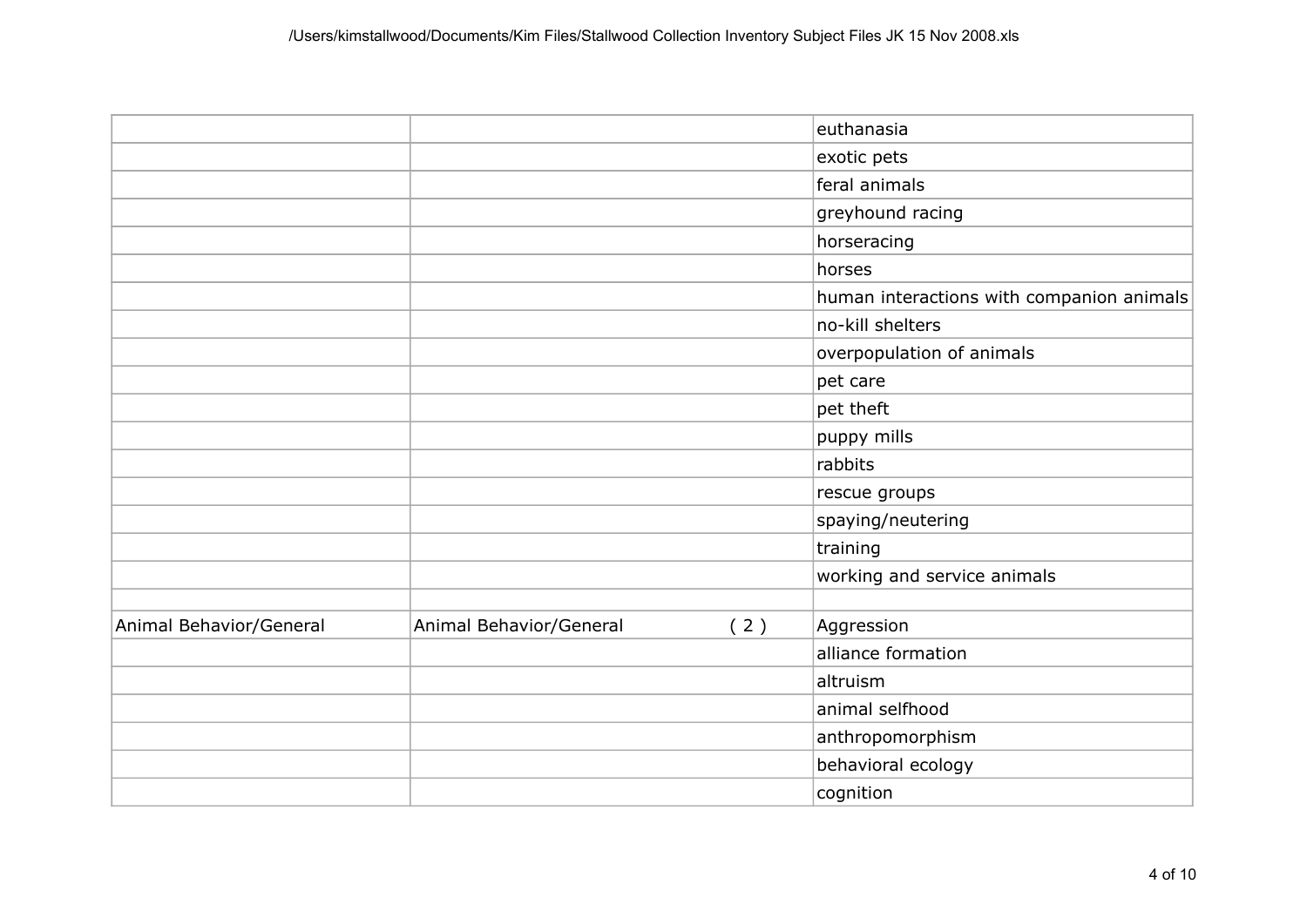| | | |
|---|---|---|
| | | euthanasia |
| | | exotic pets |
| | | feral animals |
| | | greyhound racing |
| | | horseracing |
| | | horses |
| | | human interactions with companion animals |
| | | no-kill shelters |
| | | overpopulation of animals |
| | | pet care |
| | | pet theft |
| | | puppy mills |
| | | rabbits |
| | | rescue groups |
| | | spaying/neutering |
| | | training |
| | | working and service animals |
| | | |
| Animal Behavior/General | Animal Behavior/General ( 2 ) | Aggression |
| | | alliance formation |
| | | altruism |
| | | animal selfhood |
| | | anthropomorphism |
| | | behavioral ecology |
| | | cognition |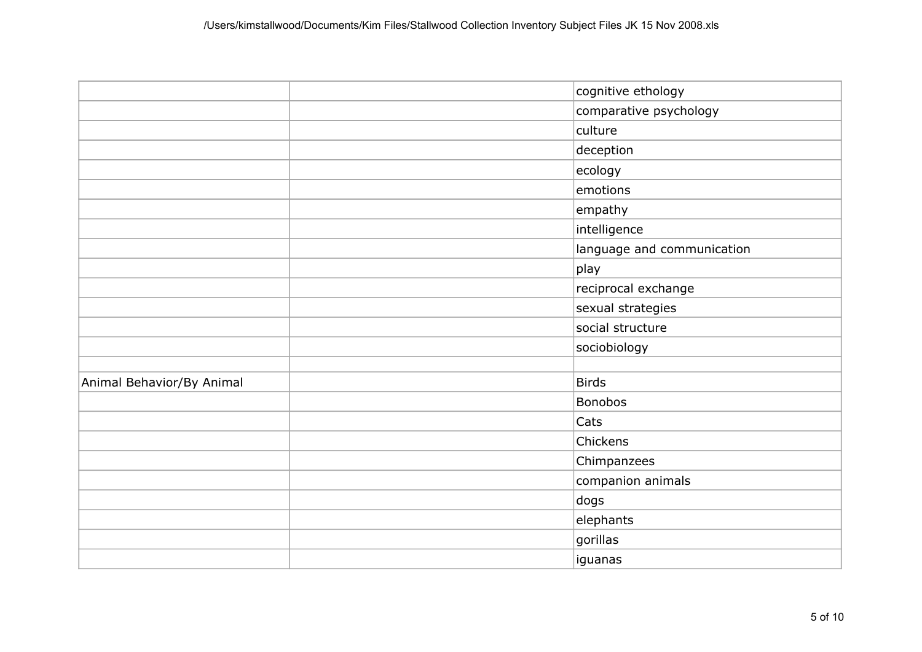| | | |
|---|---|---|
| | | cognitive ethology |
| | | comparative psychology |
| | | culture |
| | | deception |
| | | ecology |
| | | emotions |
| | | empathy |
| | | intelligence |
| | | language and communication |
| | | play |
| | | reciprocal exchange |
| | | sexual strategies |
| | | social structure |
| | | sociobiology |
| | | |
| Animal Behavior/By Animal | | Birds |
| | | Bonobos |
| | | Cats |
| | | Chickens |
| | | Chimpanzees |
| | | companion animals |
| | | dogs |
| | | elephants |
| | | gorillas |
| | | iguanas |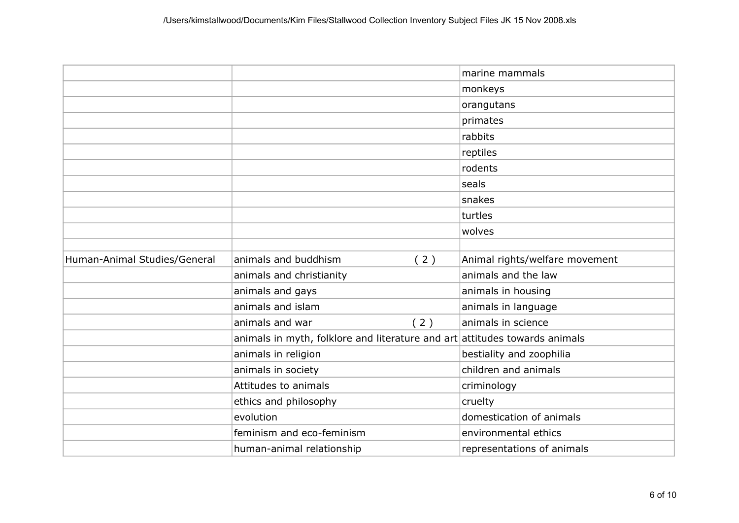| | | |
|---|---|---|
| | | marine mammals |
| | | monkeys |
| | | orangutans |
| | | primates |
| | | rabbits |
| | | reptiles |
| | | rodents |
| | | seals |
| | | snakes |
| | | turtles |
| | | wolves |
| | | |
| Human-Animal Studies/General | animals and buddhism ( 2 ) | Animal rights/welfare movement |
| | animals and christianity | animals and the law |
| | animals and gays | animals in housing |
| | animals and islam | animals in language |
| | animals and war ( 2 ) | animals in science |
| | animals in myth, folklore and literature and art | attitudes towards animals |
| | animals in religion | bestiality and zoophilia |
| | animals in society | children and animals |
| | Attitudes to animals | criminology |
| | ethics and philosophy | cruelty |
| | evolution | domestication of animals |
| | feminism and eco-feminism | environmental ethics |
| | human-animal relationship | representations of animals |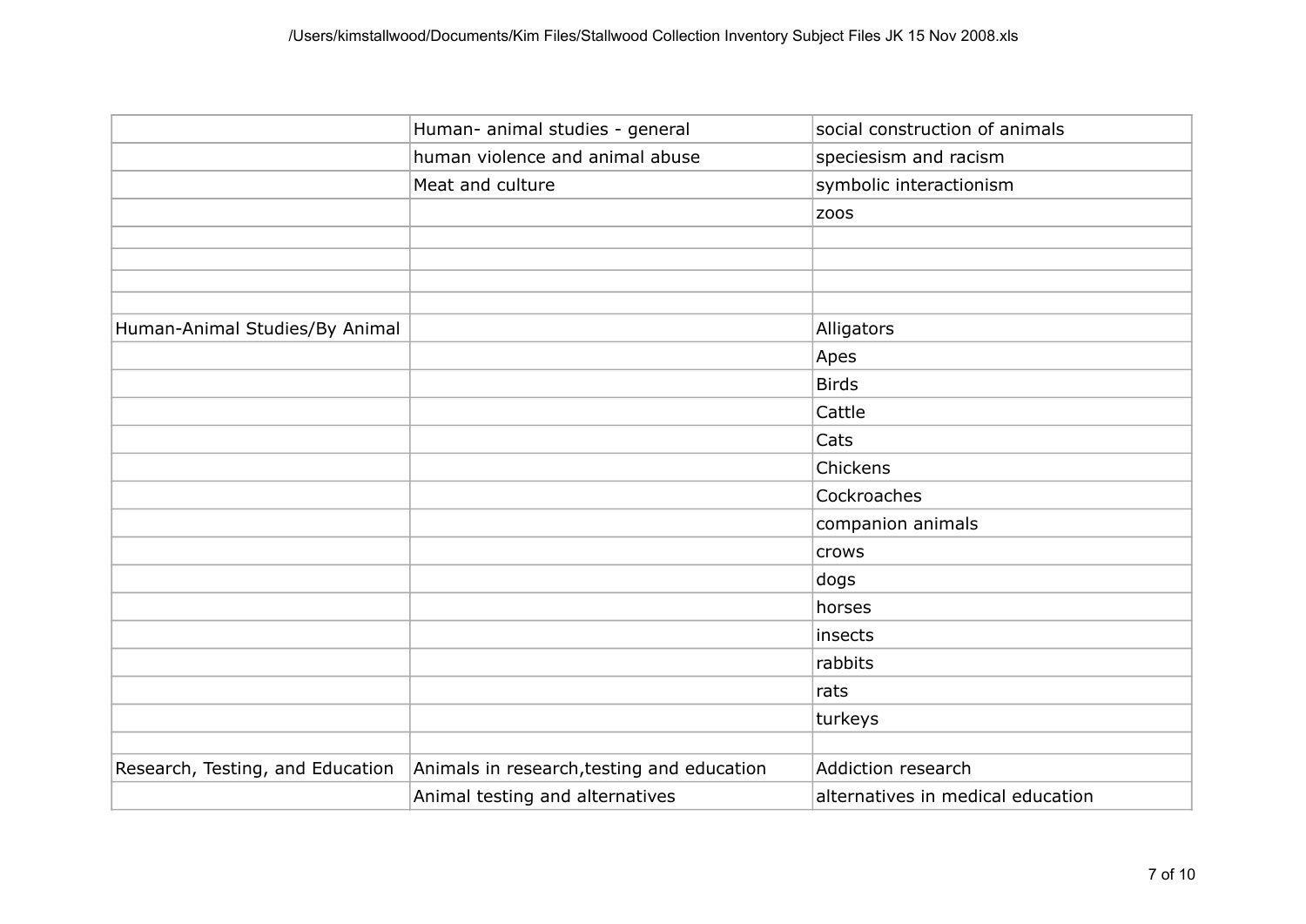| | | |
|---|---|---|
| | Human- animal studies - general | social construction of animals |
| | human violence and animal abuse | speciesism and racism |
| | Meat and culture | symbolic interactionism |
| | | zoos |
| | | |
| | | |
| | | |
| | | |
| Human-Animal Studies/By Animal | | Alligators |
| | | Apes |
| | | Birds |
| | | Cattle |
| | | Cats |
| | | Chickens |
| | | Cockroaches |
| | | companion animals |
| | | crows |
| | | dogs |
| | | horses |
| | | insects |
| | | rabbits |
| | | rats |
| | | turkeys |
| | | |
| Research, Testing, and Education | Animals in research,testing and education | Addiction research |
| | Animal testing and alternatives | alternatives in medical education |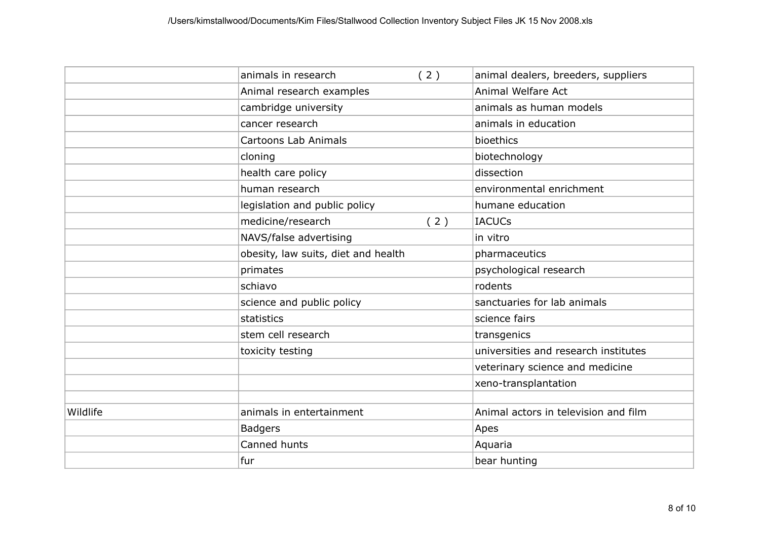| | | |
|---|---|---|
| | animals in research ( 2 ) | animal dealers, breeders, suppliers |
| | Animal research examples | Animal Welfare Act |
| | cambridge university | animals as human models |
| | cancer research | animals in education |
| | Cartoons Lab Animals | bioethics |
| | cloning | biotechnology |
| | health care policy | dissection |
| | human research | environmental enrichment |
| | legislation and public policy | humane education |
| | medicine/research ( 2 ) | IACUCs |
| | NAVS/false advertising | in vitro |
| | obesity, law suits, diet and health | pharmaceutics |
| | primates | psychological research |
| | schiavo | rodents |
| | science and public policy | sanctuaries for lab animals |
| | statistics | science fairs |
| | stem cell research | transgenics |
| | toxicity testing | universities and research institutes |
| | | veterinary science and medicine |
| | | xeno-transplantation |
| | | |
| Wildlife | animals in entertainment | Animal actors in television and film |
| | Badgers | Apes |
| | Canned hunts | Aquaria |
| | fur | bear hunting |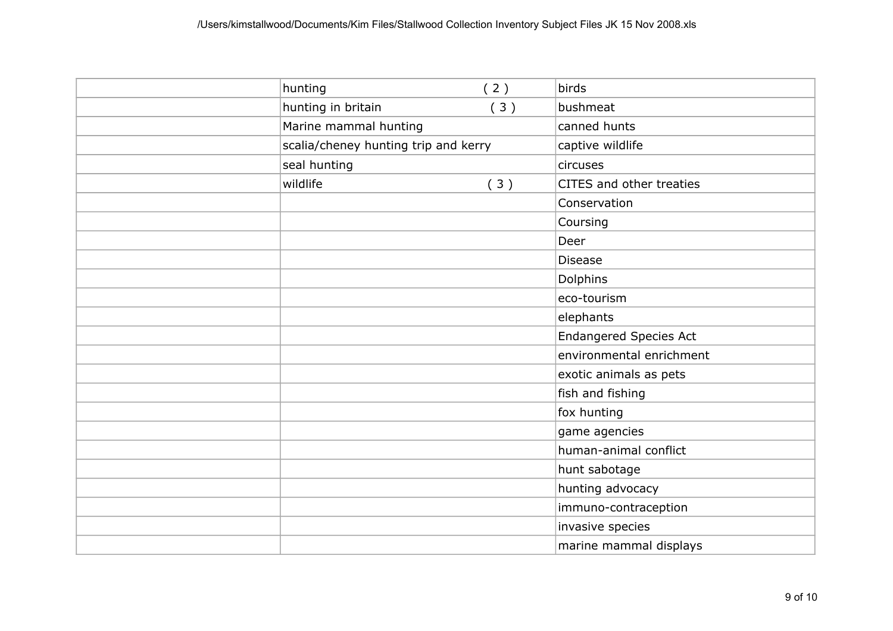|  |  |  |
|---|---|---|
|  | hunting ( 2 ) | birds |
|  | hunting in britain ( 3 ) | bushmeat |
|  | Marine mammal hunting | canned hunts |
|  | scalia/cheney hunting trip and kerry | captive wildlife |
|  | seal hunting | circuses |
|  | wildlife ( 3 ) | CITES and other treaties |
|  |  | Conservation |
|  |  | Coursing |
|  |  | Deer |
|  |  | Disease |
|  |  | Dolphins |
|  |  | eco-tourism |
|  |  | elephants |
|  |  | Endangered Species Act |
|  |  | environmental enrichment |
|  |  | exotic animals as pets |
|  |  | fish and fishing |
|  |  | fox hunting |
|  |  | game agencies |
|  |  | human-animal conflict |
|  |  | hunt sabotage |
|  |  | hunting advocacy |
|  |  | immuno-contraception |
|  |  | invasive species |
|  |  | marine mammal displays |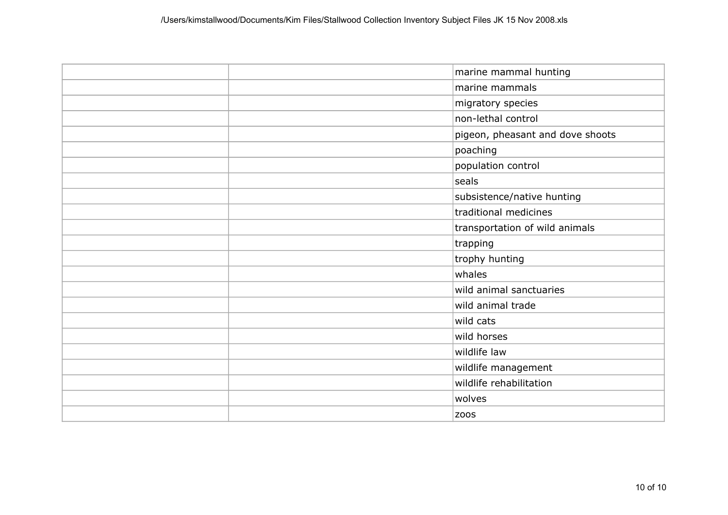| | | |
|---|---|---|
| | | marine mammal hunting |
| | | marine mammals |
| | | migratory species |
| | | non-lethal control |
| | | pigeon, pheasant and dove shoots |
| | | poaching |
| | | population control |
| | | seals |
| | | subsistence/native hunting |
| | | traditional medicines |
| | | transportation of wild animals |
| | | trapping |
| | | trophy hunting |
| | | whales |
| | | wild animal sanctuaries |
| | | wild animal trade |
| | | wild cats |
| | | wild horses |
| | | wildlife law |
| | | wildlife management |
| | | wildlife rehabilitation |
| | | wolves |
| | | zoos |